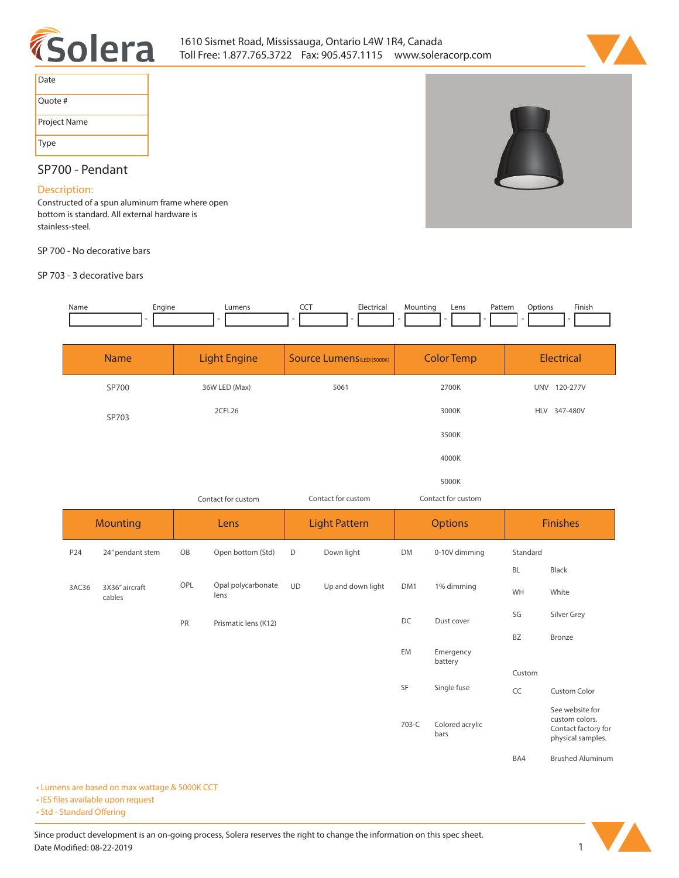# Solera

1610 Sismet Road, Mississauga, Ontario L4W 1R4, Canada
Toll Free: 1.877.765.3722 Fax: 905.457.1115 www.soleracorp.com

| Date | |
|---|---|
| Quote # | |
| Project Name | |
| Type | |

## SP700 - Pendant

### Description:

Constructed of a spun aluminum frame where open bottom is standard. All external hardware is stainless-steel.

SP 700 - No decorative bars

SP 703 - 3 decorative bars

| Name | Engine | Lumens | CCT | Electrical | Mounting | Lens | Pattern | Options | Finish |
|---|---|---|---|---|---|---|---|---|---|
| - | - | - | - | - | - | - | - | - | |

| Name | Light Engine | Source Lumens(LED)(5000K) | Color Temp | Electrical |
|---|---|---|---|---|
| SP700 | 36W LED (Max) | 5061 | 2700K | UNV 120-277V |
| SP703 | 2CFL26 | | 3000K | HLV 347-480V |
| | | | 3500K | |
| | | | 4000K | |
| | | | 5000K | |
| | Contact for custom | Contact for custom | Contact for custom | |

| Mounting | | Lens | | Light Pattern | | Options | | Finishes | |
|---|---|---|---|---|---|---|---|---|---|
| P24 | 24" pendant stem | OB | Open bottom (Std) | D | Down light | DM | 0-10V dimming | Standard | |
| | | | | | | | | BL | Black |
| 3AC36 | 3X36" aircraft cables | OPL | Opal polycarbonate lens | UD | Up and down light | DM1 | 1% dimming | WH | White |
| | | | | | | | | SG | Silver Grey |
| | | PR | Prismatic lens (K12) | | | DC | Dust cover | BZ | Bronze |
| | | | | | | EM | Emergency battery | | |
| | | | | | | | | Custom | |
| | | | | | | SF | Single fuse | CC | Custom Color |
| | | | | | | 703-C | Colored acrylic bars | | See website for custom colors. Contact factory for physical samples. |
| | | | | | | | | BA4 | Brushed Aluminum |

- Lumens are based on max wattage & 5000K CCT
- IES files available upon request
- Std - Standard Offering

Since product development is an on-going process, Solera reserves the right to change the information on this spec sheet.
Date Modified: 08-22-2019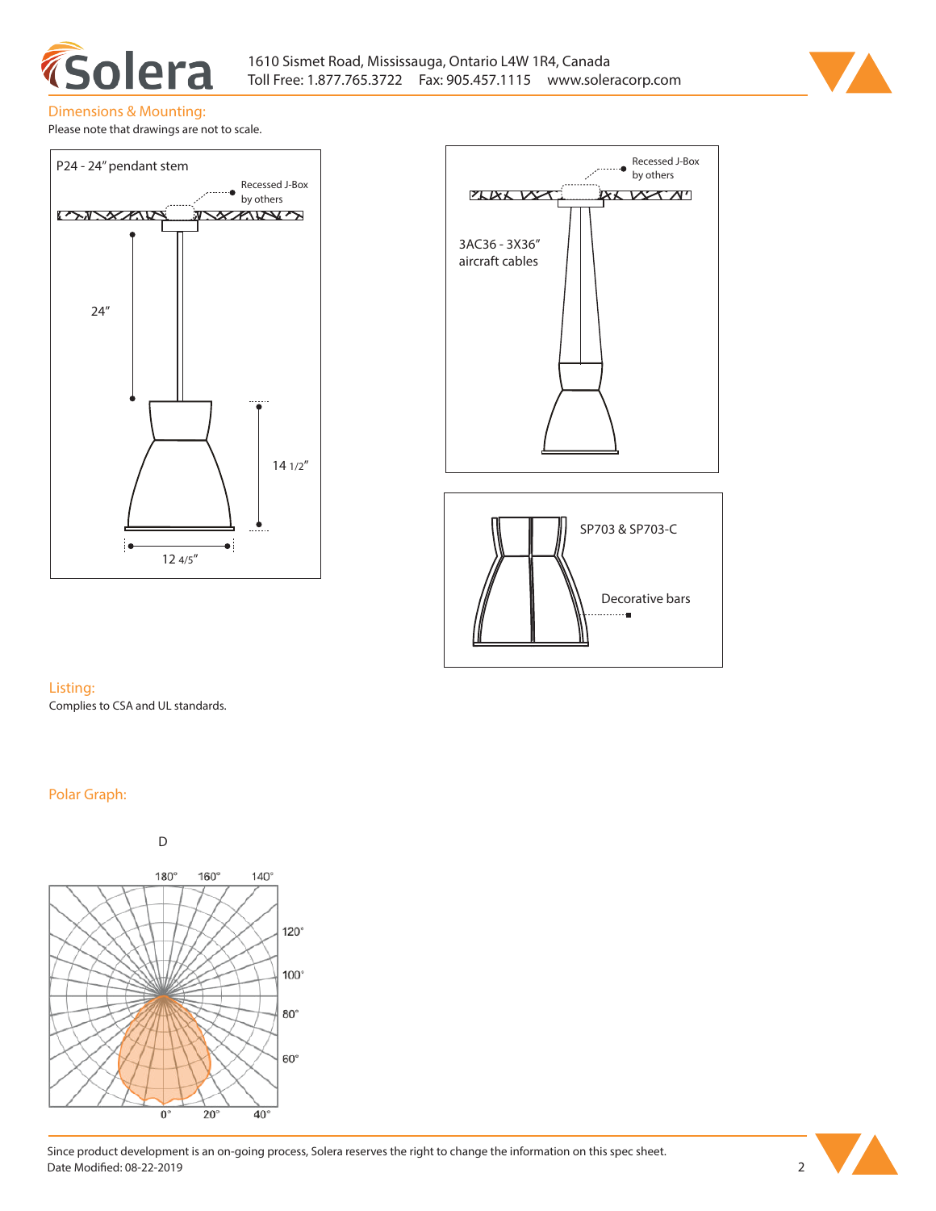1610 Sismet Road, Mississauga, Ontario L4W 1R4, Canada
Toll Free: 1.877.765.3722 Fax: 905.457.1115 www.soleracorp.com

## Dimensions & Mounting:

Please note that drawings are not to scale.

P24 - 24″ pendant stem

Recessed J-Box by others

24″

14 1/2″

12 4/5″

Recessed J-Box by others

3AC36 - 3X36″ aircraft cables

SP703 & SP703-C

Decorative bars

## Listing:

Complies to CSA and UL standards.

## Polar Graph:

D

180° 160° 140°

120°

100°

80°

60°

0° 20° 40°

Since product development is an on-going process, Solera reserves the right to change the information on this spec sheet.
Date Modified: 08-22-2019